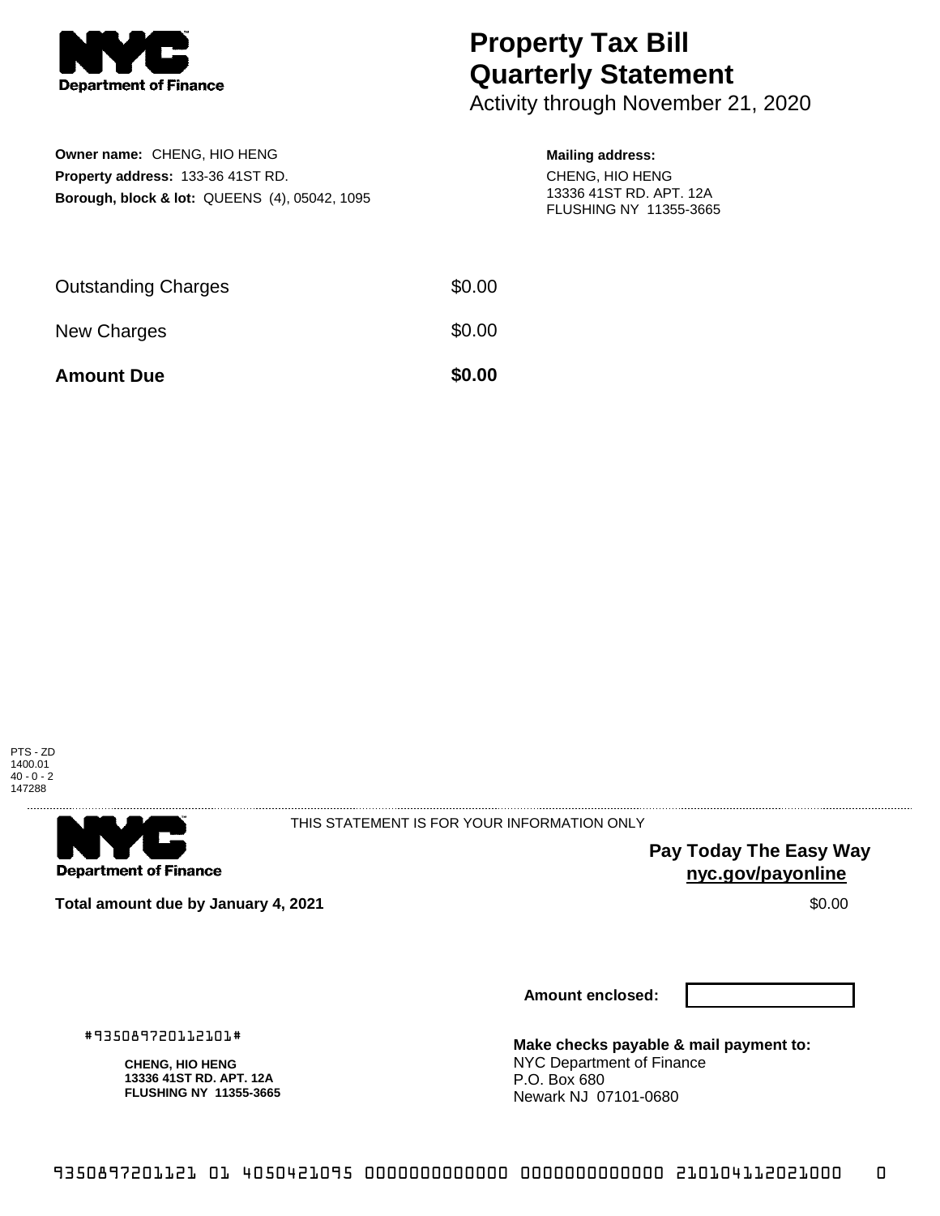# Property Tax Bill Quarterly Statement

Activity through November 21, 2020

**Owner name:** CHENG, HIO HENG
**Property address:** 133-36 41ST RD.
**Borough, block & lot:** QUEENS (4), 05042, 1095

**Mailing address:**
CHENG, HIO HENG
13336 41ST RD. APT. 12A
FLUSHING NY 11355-3665

| | |
|---|---|
| Outstanding Charges | $0.00 |
| New Charges | $0.00 |
| **Amount Due** | **$0.00** |

PTS - ZD
1400.01
40 - 0 - 2
147288

THIS STATEMENT IS FOR YOUR INFORMATION ONLY

**Pay Today The Easy Way**
**nyc.gov/payonline**

**Total amount due by January 4, 2021** $0.00

**Amount enclosed:**

#935089720112101#

**CHENG, HIO HENG**
**13336 41ST RD. APT. 12A**
**FLUSHING NY 11355-3665**

**Make checks payable & mail payment to:**
NYC Department of Finance
P.O. Box 680
Newark NJ 07101-0680

9350897201121 01 4050421095 0000000000000 0000000000000 210104112021000 0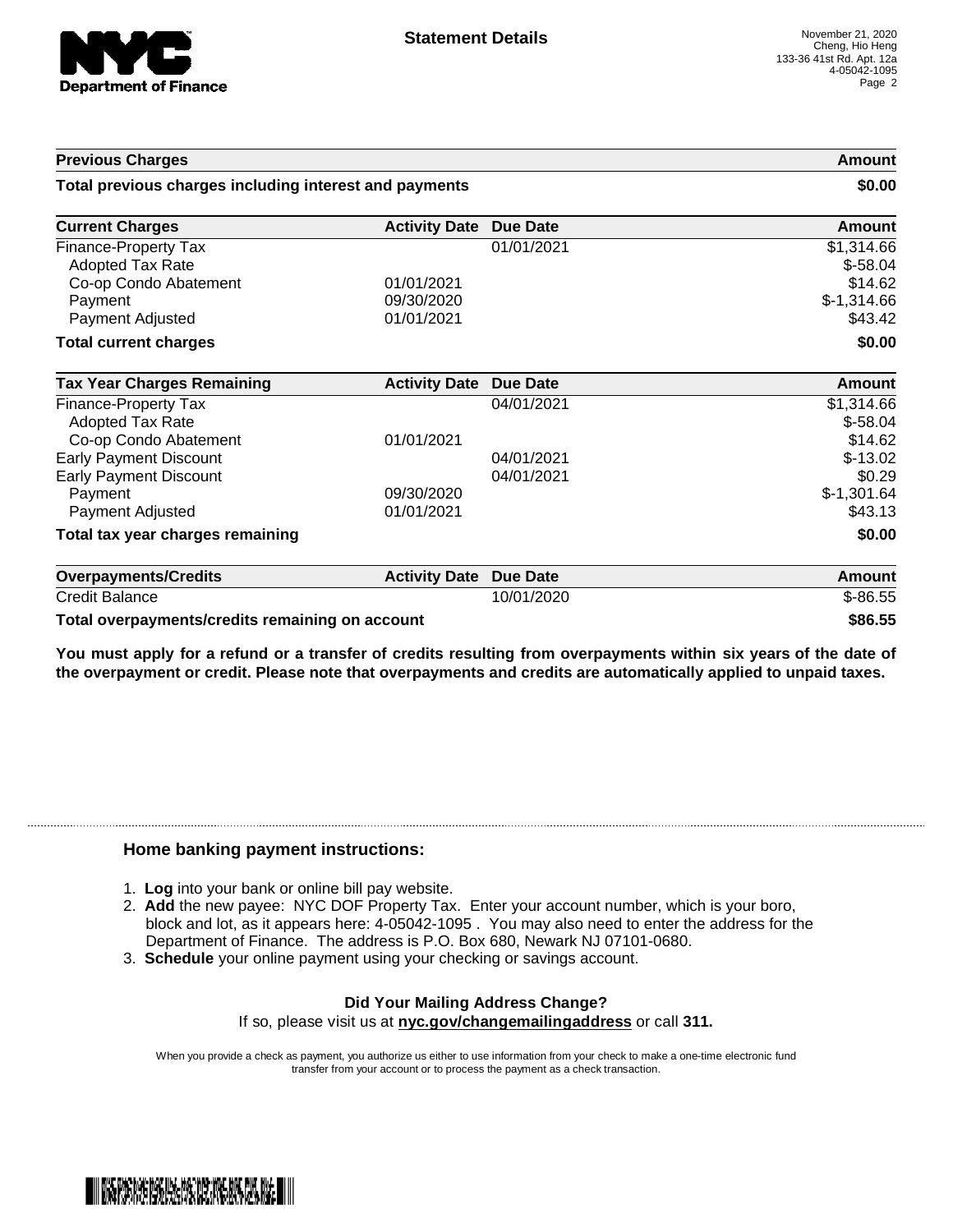# Statement Details

November 21, 2020
Cheng, Hio Heng
133-36 41st Rd. Apt. 12a
4-05042-1095

| Previous Charges | | | Amount |
|---|---|---|---|
| **Total previous charges including interest and payments** | | | **$0.00** |

| Current Charges | Activity Date | Due Date | Amount |
|---|---|---|---|
| Finance-Property Tax | | 01/01/2021 | $1,314.66 |
| Adopted Tax Rate | | | $-58.04 |
| Co-op Condo Abatement | 01/01/2021 | | $14.62 |
| Payment | 09/30/2020 | | $-1,314.66 |
| Payment Adjusted | 01/01/2021 | | $43.42 |
| **Total current charges** | | | **$0.00** |

| Tax Year Charges Remaining | Activity Date | Due Date | Amount |
|---|---|---|---|
| Finance-Property Tax | | 04/01/2021 | $1,314.66 |
| Adopted Tax Rate | | | $-58.04 |
| Co-op Condo Abatement | 01/01/2021 | | $14.62 |
| Early Payment Discount | | 04/01/2021 | $-13.02 |
| Early Payment Discount | | 04/01/2021 | $0.29 |
| Payment | 09/30/2020 | | $-1,301.64 |
| Payment Adjusted | 01/01/2021 | | $43.13 |
| **Total tax year charges remaining** | | | **$0.00** |

| Overpayments/Credits | Activity Date | Due Date | Amount |
|---|---|---|---|
| Credit Balance | | 10/01/2020 | $-86.55 |
| **Total overpayments/credits remaining on account** | | | **$86.55** |

**You must apply for a refund or a transfer of credits resulting from overpayments within six years of the date of the overpayment or credit. Please note that overpayments and credits are automatically applied to unpaid taxes.**

### Home banking payment instructions:

1. **Log** into your bank or online bill pay website.
2. **Add** the new payee: NYC DOF Property Tax. Enter your account number, which is your boro, block and lot, as it appears here: 4-05042-1095 . You may also need to enter the address for the Department of Finance. The address is P.O. Box 680, Newark NJ 07101-0680.
3. **Schedule** your online payment using your checking or savings account.

**Did Your Mailing Address Change?**
If so, please visit us at **nyc.gov/changemailingaddress** or call **311.**

When you provide a check as payment, you authorize us either to use information from your check to make a one-time electronic fund transfer from your account or to process the payment as a check transaction.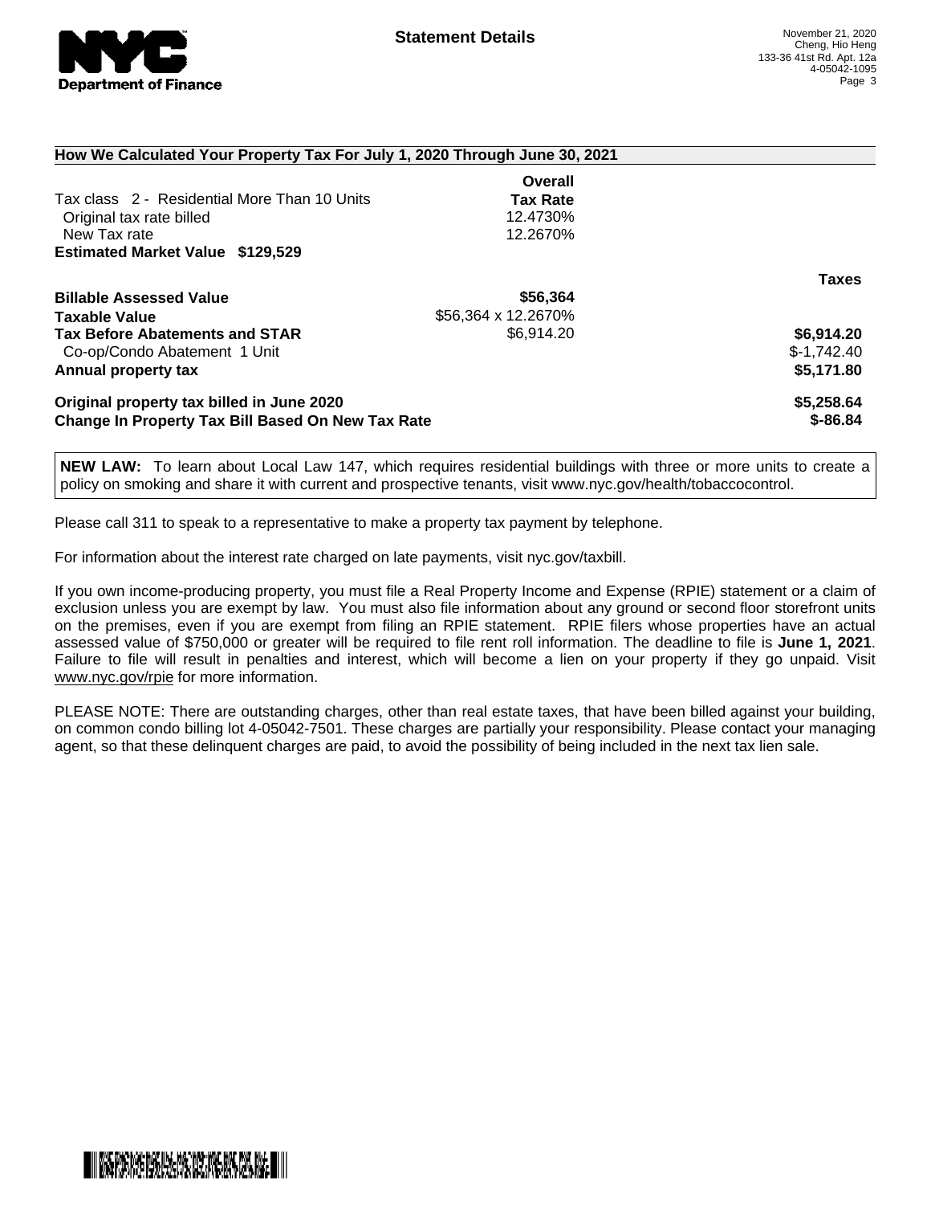# Statement Details

November 21, 2020
Cheng, Hio Heng
133-36 41st Rd. Apt. 12a
4-05042-1095

## How We Calculated Your Property Tax For July 1, 2020 Through June 30, 2021

| | Overall Tax Rate | Taxes |
|---|---|---|
| Tax class 2 - Residential More Than 10 Units | | |
| Original tax rate billed | 12.4730% | |
| New Tax rate | 12.2670% | |
| **Estimated Market Value $129,529** | | |
| **Billable Assessed Value** | **$56,364** | |
| **Taxable Value** | $56,364 x 12.2670% | |
| **Tax Before Abatements and STAR** | $6,914.20 | **$6,914.20** |
| Co-op/Condo Abatement 1 Unit | | $-1,742.40 |
| **Annual property tax** | | **$5,171.80** |
| **Original property tax billed in June 2020** | | **$5,258.64** |
| **Change In Property Tax Bill Based On New Tax Rate** | | **$-86.84** |

**NEW LAW:** To learn about Local Law 147, which requires residential buildings with three or more units to create a policy on smoking and share it with current and prospective tenants, visit www.nyc.gov/health/tobaccocontrol.

Please call 311 to speak to a representative to make a property tax payment by telephone.

For information about the interest rate charged on late payments, visit nyc.gov/taxbill.

If you own income-producing property, you must file a Real Property Income and Expense (RPIE) statement or a claim of exclusion unless you are exempt by law. You must also file information about any ground or second floor storefront units on the premises, even if you are exempt from filing an RPIE statement. RPIE filers whose properties have an actual assessed value of $750,000 or greater will be required to file rent roll information. The deadline to file is **June 1, 2021**. Failure to file will result in penalties and interest, which will become a lien on your property if they go unpaid. Visit www.nyc.gov/rpie for more information.

PLEASE NOTE: There are outstanding charges, other than real estate taxes, that have been billed against your building, on common condo billing lot 4-05042-7501. These charges are partially your responsibility. Please contact your managing agent, so that these delinquent charges are paid, to avoid the possibility of being included in the next tax lien sale.